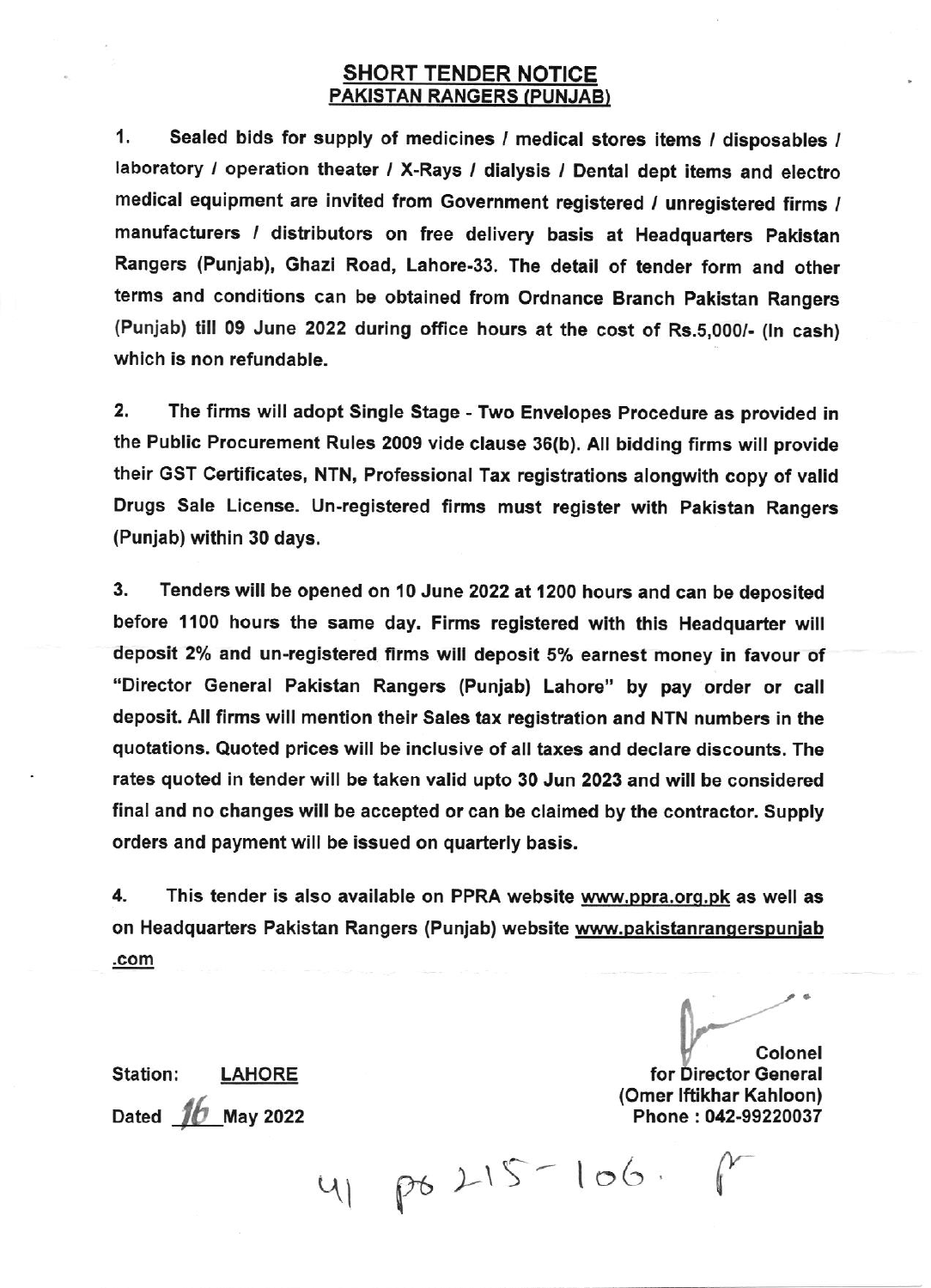## SHORT TENDER NOTICE
## PAKISTAN RANGERS (PUNJAB)

1. Sealed bids for supply of medicines / medical stores items / disposables / laboratory / operation theater / X-Rays / dialysis / Dental dept items and electro medical equipment are invited from Government registered / unregistered firms / manufacturers / distributors on free delivery basis at Headquarters Pakistan Rangers (Punjab), Ghazi Road, Lahore-33. The detail of tender form and other terms and conditions can be obtained from Ordnance Branch Pakistan Rangers (Punjab) till 09 June 2022 during office hours at the cost of Rs.5,000/- (In cash) which is non refundable.

2. The firms will adopt Single Stage - Two Envelopes Procedure as provided in the Public Procurement Rules 2009 vide clause 36(b). All bidding firms will provide their GST Certificates, NTN, Professional Tax registrations alongwith copy of valid Drugs Sale License. Un-registered firms must register with Pakistan Rangers (Punjab) within 30 days.

3. Tenders will be opened on 10 June 2022 at 1200 hours and can be deposited before 1100 hours the same day. Firms registered with this Headquarter will deposit 2% and un-registered firms will deposit 5% earnest money in favour of "Director General Pakistan Rangers (Punjab) Lahore" by pay order or call deposit. All firms will mention their Sales tax registration and NTN numbers in the quotations. Quoted prices will be inclusive of all taxes and declare discounts. The rates quoted in tender will be taken valid upto 30 Jun 2023 and will be considered final and no changes will be accepted or can be claimed by the contractor. Supply orders and payment will be issued on quarterly basis.

4. This tender is also available on PPRA website www.ppra.org.pk as well as on Headquarters Pakistan Rangers (Punjab) website www.pakistanrangerspunjab.com

Station: LAHORE

Dated 16 May 2022

Colonel
for Director General
(Omer Iftikhar Kahloon)
Phone : 042-99220037

41 PS 215-106.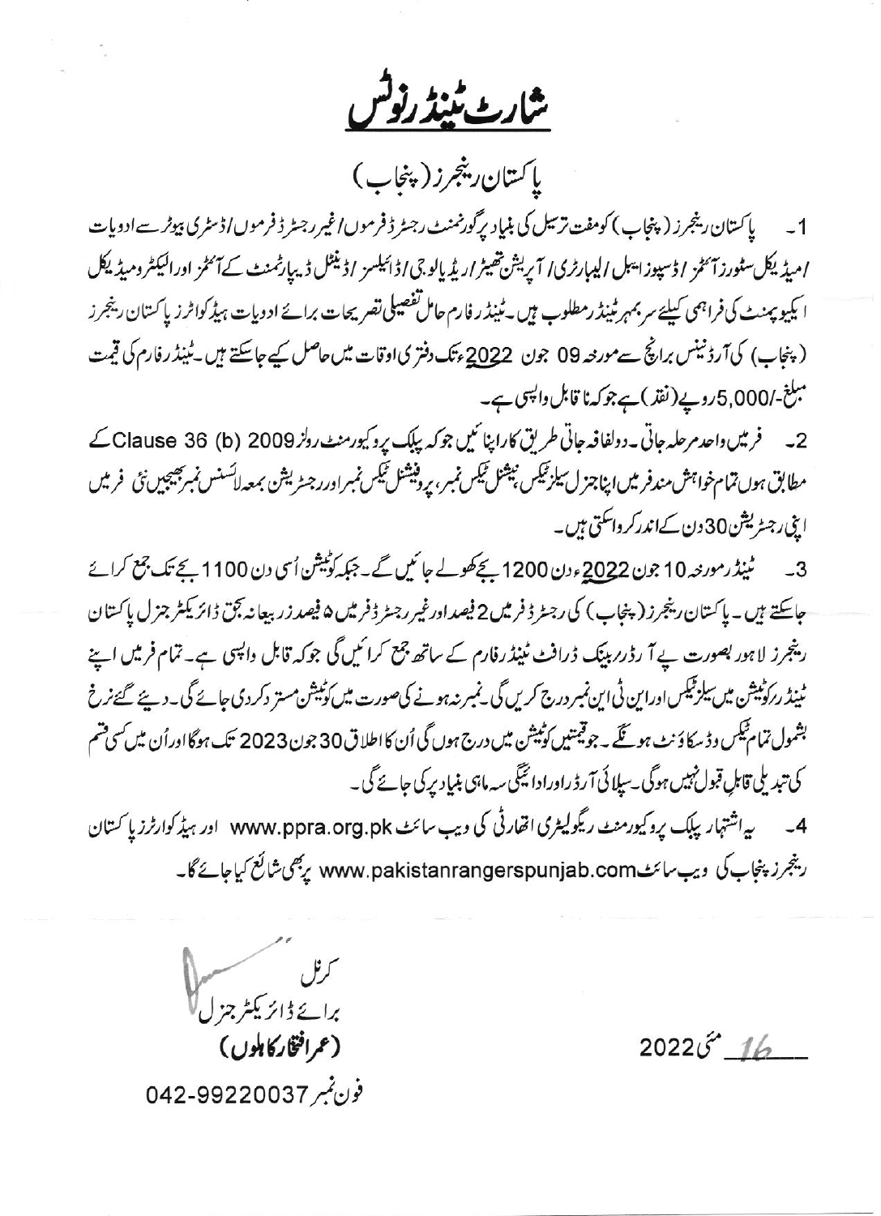# شارٹ ٹینڈر نوٹس

## پاکستان رینجرز (پنجاب)

1۔ پاکستان رینجرز (پنجاب) کو مفت ترسیل کی بنیاد پر گورنمنٹ رجسٹرڈ فرموں/غیر رجسٹرڈ فرموں/ڈسٹری بیوٹر سے ادویات/میڈیکل سٹورز آئٹمز/ڈسپوزایبل/لیبارٹری/آپریشن تھیٹر/ریڈیالوجی/ڈائیلسز/ڈینٹل ڈیپارٹمنٹ کے آئٹمز اور الیکٹرومیڈیکل ایکیوپمنٹ کی فراہمی کیلئے سربمہر ٹینڈر مطلوب ہیں۔ٹینڈر فارم حامل تفصیلی تصریحات برائے ادویات ہیڈ کوارٹرز پاکستان رینجرز (پنجاب) کی آرڈیننس برانچ سے مورخہ 09 جون 2022ء تک دفتری اوقات میں حاصل کیے جاسکتے ہیں۔ٹینڈر فارم کی قیمت مبلغ -/5,000 روپے (نقد) ہے جو کہ نا قابل واپسی ہے۔

2۔ فرمیں واحد مرحلہ جاتی۔دو لفافہ جاتی طریق کار اپنائیں جو کہ پبلک پروکیورمنٹ رولز 2009 Clause 36 (b) کے مطابق ہوں تمام خواہش مند فرمیں اپنا جنرل سیلز ٹیکس نیشنل ٹیکس نمبر، پروفیشنل ٹیکس نمبر اور رجسٹریشن بمعہ لائسنس نمبر بھیجیں نئی فرمیں اپنی رجسٹریشن 30 دن کے اندر کرواسکتی ہیں۔

3۔ ٹینڈر مورخہ 10 جون 2022ء دن 1200 بجے کھولے جائیں گے۔جبکہ کوٹیشن اُسی دن 1100 بجے تک جمع کرائے جاسکتے ہیں۔پاکستان رینجرز (پنجاب) کی رجسٹرڈ فرمیں 2 فیصد اور غیر رجسٹرڈ فرمیں ۵ فیصد زر بیعانہ بحق ڈائریکٹر جنرل پاکستان رینجرز لاہور بصورت پے آرڈر/بینک ڈرافٹ ٹینڈر فارم کے ساتھ جمع کرائیں گی جو کہ قابل واپسی ہے۔تمام فرمیں اپنے ٹینڈر/کوٹیشن میں سیلز ٹیکس اور این ٹی این نمبر درج کریں گی۔نمبر نہ ہونے کی صورت میں کوٹیشن مسترد کردی جائے گی۔دیئے گئے نرخ بشمول تمام ٹیکس و ڈسکاؤنٹ ہونگے۔جو قیمتیں کوٹیشن میں درج ہوں گی اُن کا اطلاق 30 جون 2023 تک ہوگا اور اُن میں کسی قسم کی تبدیلی قابلِ قبول نہیں ہوگی۔سپلائی آرڈر اور ادائیگی سہ ماہی بنیاد پر کی جائے گی۔

4۔ یہ اشتہار پبلک پروکیورمنٹ ریگولیٹری اتھارٹی کی ویب سائٹ www.ppra.org.pk اور ہیڈ کوارٹرز پاکستان رینجرز پنجاب کی ویب سائٹ www.pakistanrangerspunjab.com پر بھی شائع کیا جائے گا۔

کرنل
برائے ڈائریکٹر جنرل
**(عمر افتخار کاہلوں)**
فون نمبر 042-99220037

16 مئی 2022